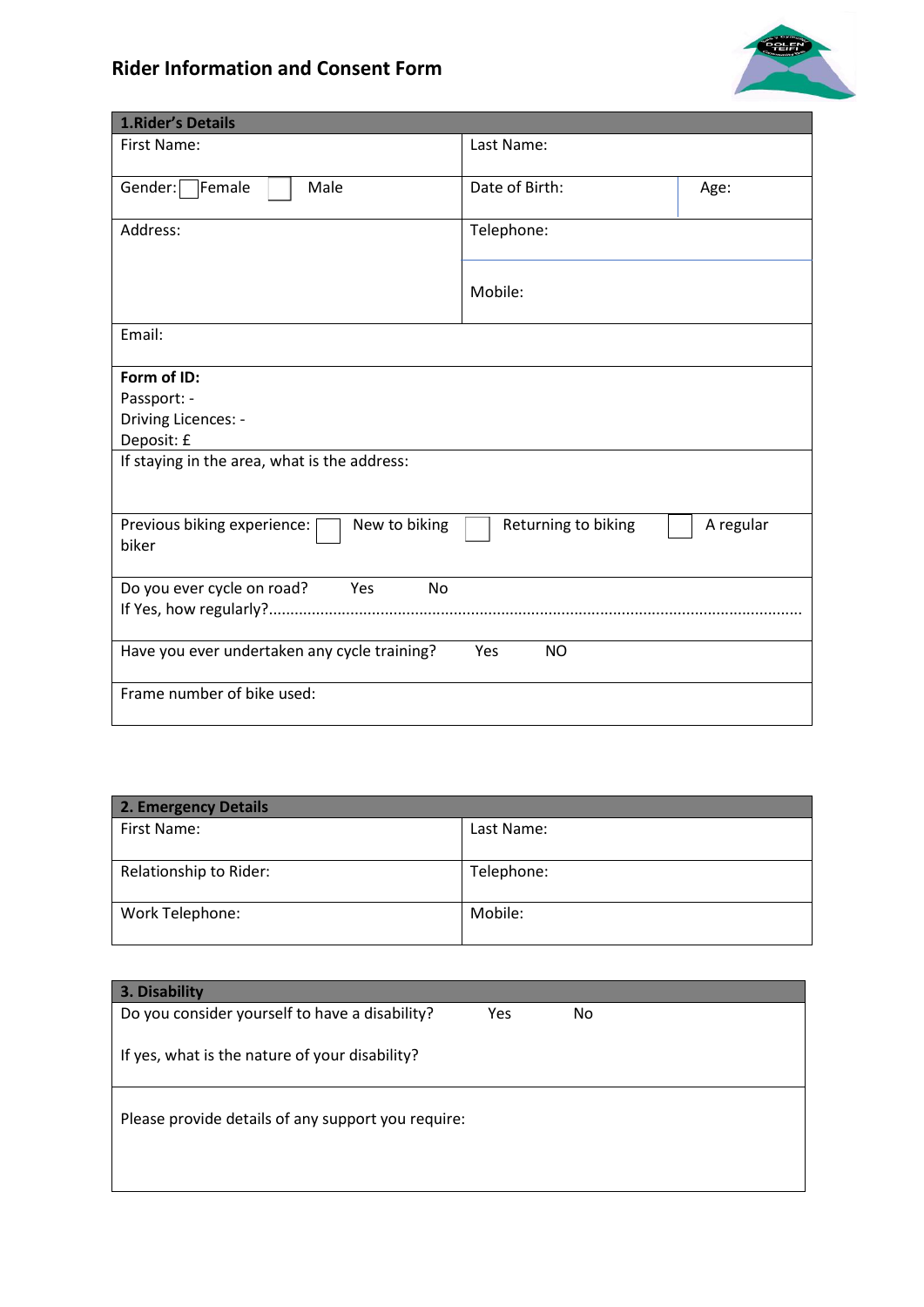# Rider Information and Consent Form

| 1.Rider's Details | | |
|---|---|---|
| First Name: | Last Name: | |
| Gender: ☐ Female ☐ Male | Date of Birth: | Age: |
| Address: | Telephone: | |
| | Mobile: | |
| Email: | | |
| **Form of ID:**<br>Passport: -<br>Driving Licences: -<br>Deposit: £ | | |
| If staying in the area, what is the address: | | |
| Previous biking experience: ☐ New to biking ☐ Returning to biking ☐ A regular biker | | |
| Do you ever cycle on road? Yes No<br>If Yes, how regularly?........................................................................................................................ | | |
| Have you ever undertaken any cycle training? Yes NO | | |
| Frame number of bike used: | | |

| 2. Emergency Details | |
|---|---|
| First Name: | Last Name: |
| Relationship to Rider: | Telephone: |
| Work Telephone: | Mobile: |

| 3. Disability |
|---|
| Do you consider yourself to have a disability? Yes No<br><br>If yes, what is the nature of your disability? |
| Please provide details of any support you require: |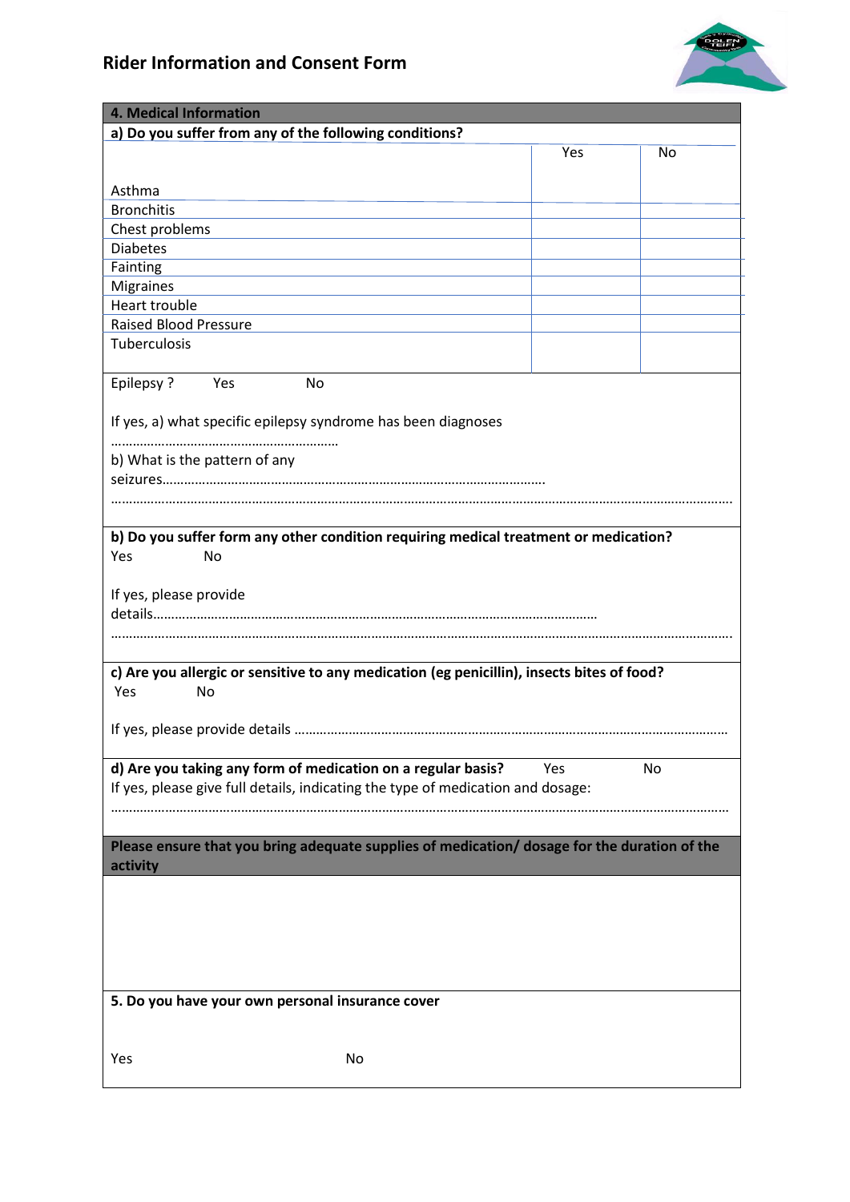## Rider Information and Consent Form

### 4. Medical Information

**a) Do you suffer from any of the following conditions?**

| | Yes | No |
|---|---|---|
| Asthma | | |
| Bronchitis | | |
| Chest problems | | |
| Diabetes | | |
| Fainting | | |
| Migraines | | |
| Heart trouble | | |
| Raised Blood Pressure | | |
| Tuberculosis | | |

Epilepsy ?　　Yes　　No

If yes, a) what specific epilepsy syndrome has been diagnoses ……………………………………………………

b) What is the pattern of any seizures……………………………………………………………………………………….

……………………………………………………………………………………………………………………………………………

**b) Do you suffer form any other condition requiring medical treatment or medication?**

Yes　　No

If yes, please provide details………………………………………………………………………………………………………

……………………………………………………………………………………………………………………………………………

**c) Are you allergic or sensitive to any medication (eg penicillin), insects bites of food?**

Yes　　No

If yes, please provide details …………………………………………………………………………………………………

**d) Are you taking any form of medication on a regular basis?**　　Yes　　No

If yes, please give full details, indicating the type of medication and dosage:

……………………………………………………………………………………………………………………………………………

**Please ensure that you bring adequate supplies of medication/ dosage for the duration of the activity**

### 5. Do you have your own personal insurance cover

Yes　　No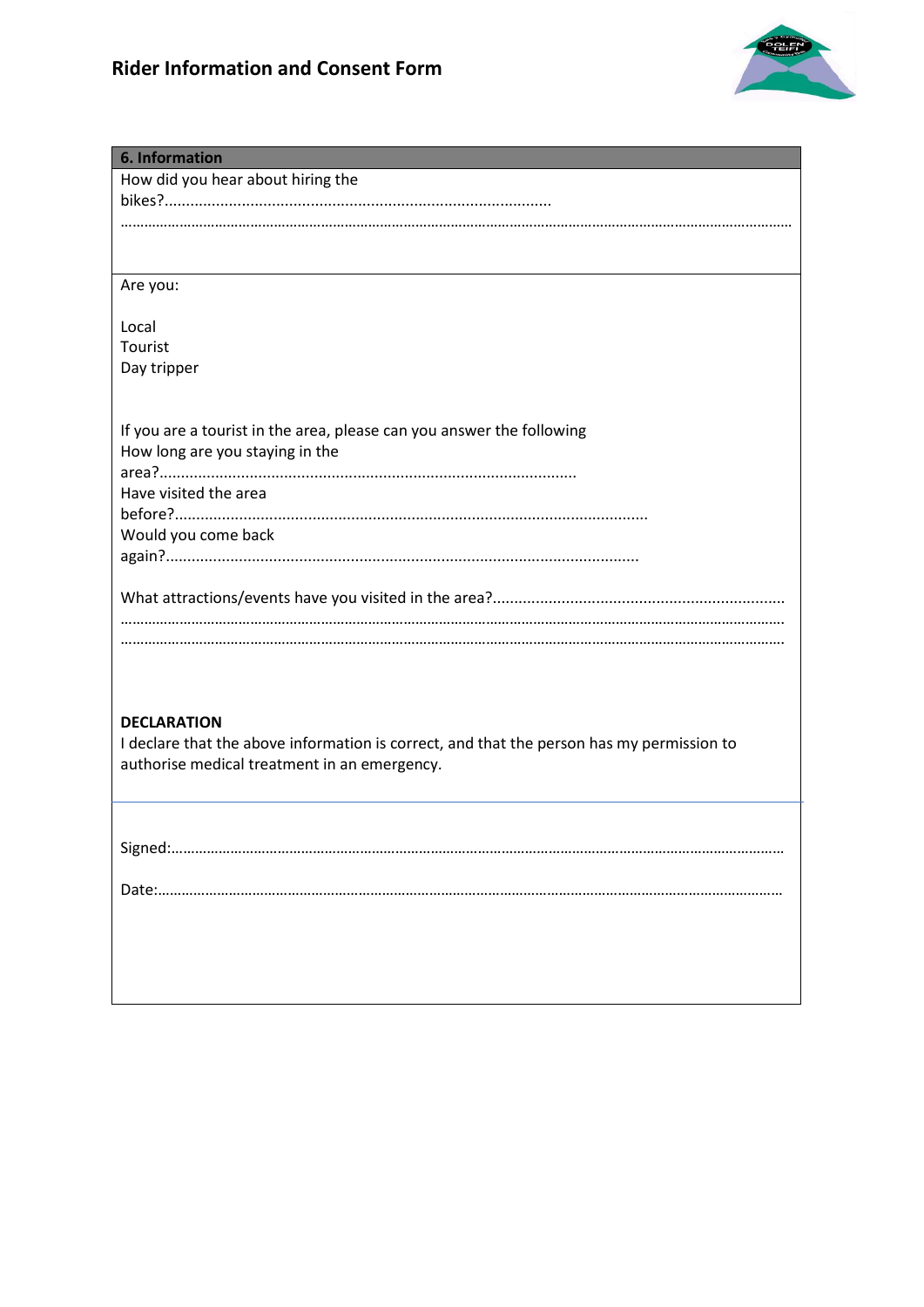## Rider Information and Consent Form

**6. Information**

How did you hear about hiring the bikes?..........................................................................................

…………………………………………………………………………………………………………………………………………………

Are you:

Local
Tourist
Day tripper

If you are a tourist in the area, please can you answer the following
How long are you staying in the area?..............................................................................................
Have visited the area before?............................................................................................................
Would you come back again?...........................................................................................................

What attractions/events have you visited in the area?.....................................................................
…………………………………………………………………………………………………………………………………………………
…………………………………………………………………………………………………………………………………………………

**DECLARATION**
I declare that the above information is correct, and that the person has my permission to authorise medical treatment in an emergency.

Signed:…………………………………………………………………………………………………………………………………………

Date:……………………………………………………………………………………………………………………………………………